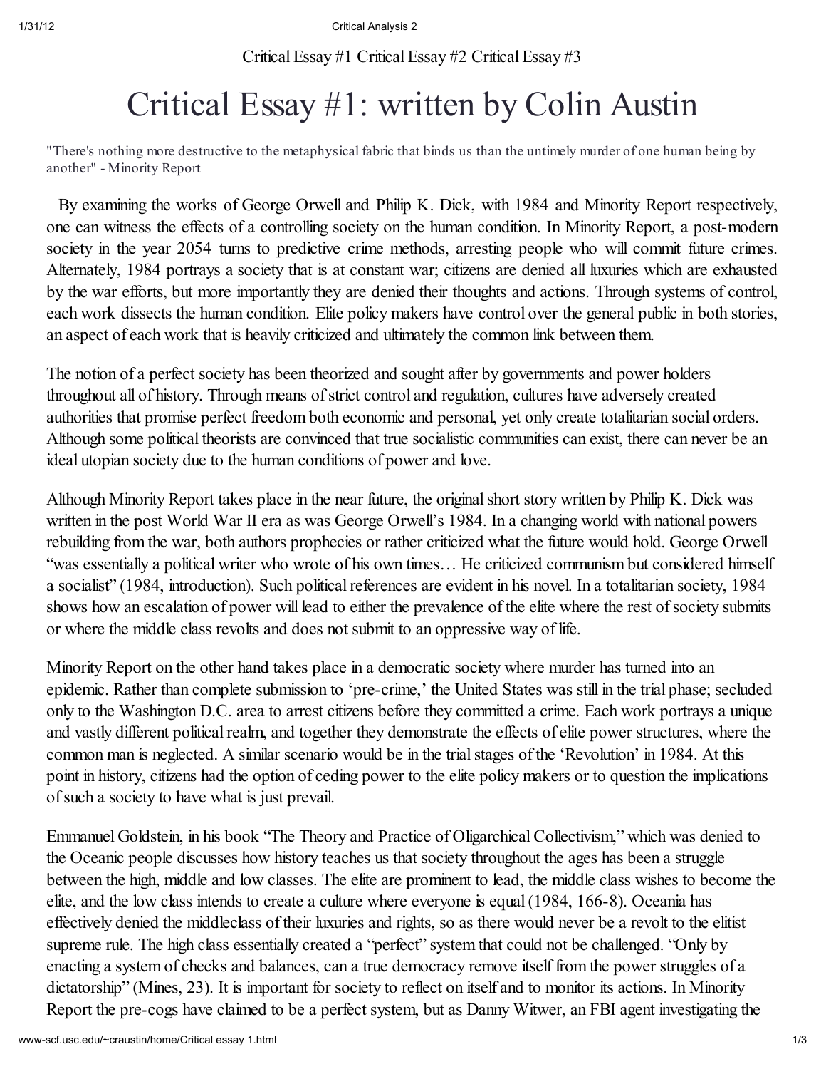Critical Essay #1 Critical Essay #2 Critical Essay #3

# Critical Essay #1: written by Colin Austin

"There's nothing more destructive to the metaphysical fabric that binds us than the untimely murder of one human being by another" - Minority Report

By examining the works of George Orwell and Philip K. Dick, with 1984 and Minority Report respectively, one can witness the effects of a controlling society on the human condition. In Minority Report, a post-modern society in the year 2054 turns to predictive crime methods, arresting people who will commit future crimes. Alternately, 1984 portrays a society that is at constant war; citizens are denied all luxuries which are exhausted by the war efforts, but more importantly they are denied their thoughts and actions. Through systems of control, each work dissects the human condition. Elite policy makers have control over the general public in both stories, an aspect of each work that is heavily criticized and ultimately the common link between them.

The notion of a perfect society has been theorized and sought after by governments and power holders throughout all of history. Through means of strict control and regulation, cultures have adversely created authorities that promise perfect freedom both economic and personal, yet only create totalitarian social orders. Although some political theorists are convinced that true socialistic communities can exist, there can never be an ideal utopian society due to the human conditions of power and love.

Although Minority Report takes place in the near future, the original short story written by Philip K. Dick was written in the post World War II era as was George Orwell's 1984. In a changing world with national powers rebuilding from the war, both authors prophecies or rather criticized what the future would hold. George Orwell "was essentially a political writer who wrote of his own times… He criticized communism but considered himself a socialist" (1984, introduction). Such political references are evident in his novel. In a totalitarian society, 1984 shows how an escalation of power will lead to either the prevalence of the elite where the rest of society submits or where the middle class revolts and does not submit to an oppressive way of life.

Minority Report on the other hand takes place in a democratic society where murder has turned into an epidemic. Rather than complete submission to 'pre-crime,' the United States was still in the trial phase; secluded only to the Washington D.C. area to arrest citizens before they committed a crime. Each work portrays a unique and vastly different political realm, and together they demonstrate the effects of elite power structures, where the common man is neglected. A similar scenario would be in the trial stages of the 'Revolution' in 1984. At this point in history, citizens had the option of ceding power to the elite policy makers or to question the implications of such a society to have what is just prevail.

Emmanuel Goldstein, in his book "The Theory and Practice of Oligarchical Collectivism," which was denied to the Oceanic people discusses how history teaches us that society throughout the ages has been a struggle between the high, middle and low classes. The elite are prominent to lead, the middle class wishes to become the elite, and the low class intends to create a culture where everyone is equal (1984, 166-8). Oceania has effectively denied the middleclass of their luxuries and rights, so as there would never be a revolt to the elitist supreme rule. The high class essentially created a "perfect" system that could not be challenged. "Only by enacting a system of checks and balances, can a true democracy remove itself from the power struggles of a dictatorship" (Mines, 23). It is important for society to reflect on itself and to monitor its actions. In Minority Report the pre-cogs have claimed to be a perfect system, but as Danny Witwer, an FBI agent investigating the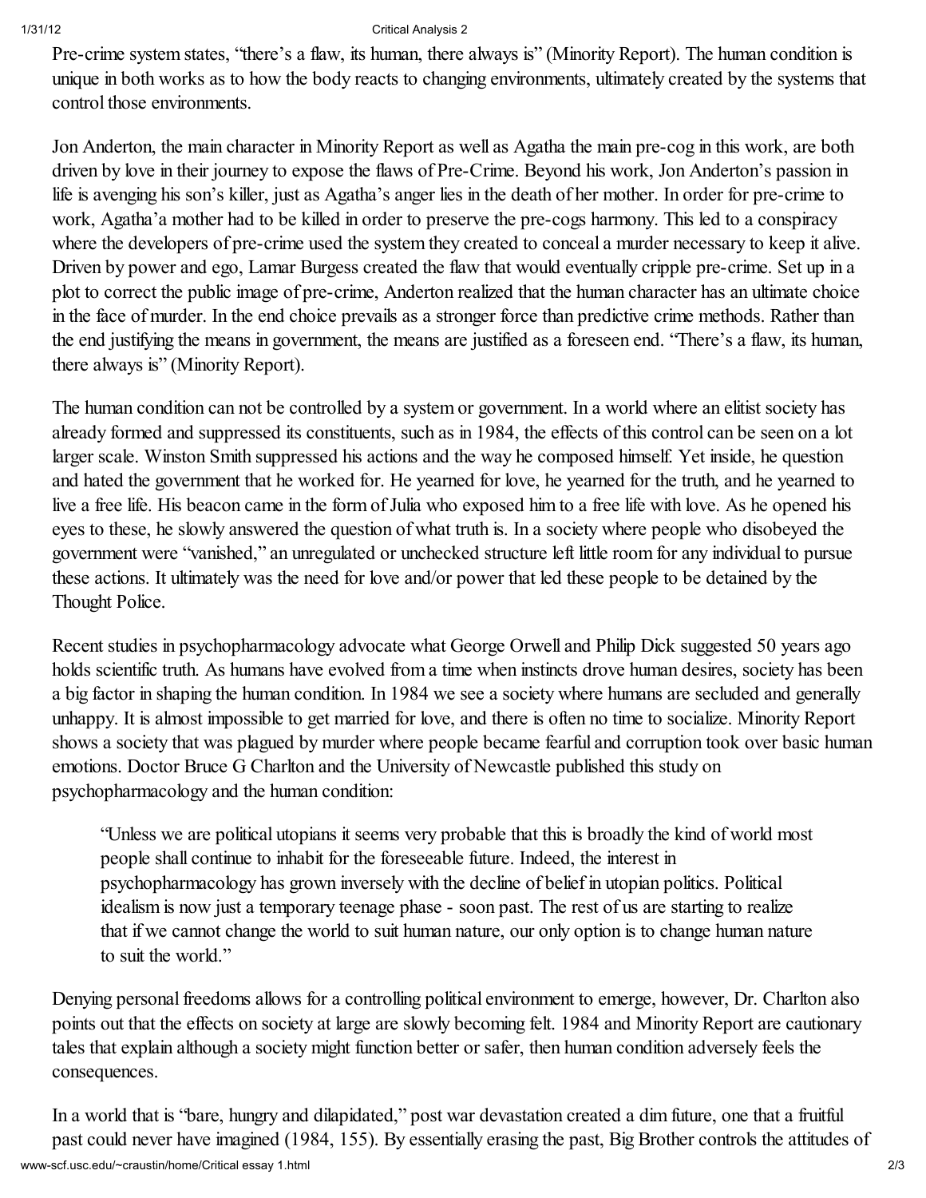Pre-crime system states, "there's a flaw, its human, there always is" (Minority Report). The human condition is unique in both works as to how the body reacts to changing environments, ultimately created by the systems that control those environments.

Jon Anderton, the main character in Minority Report as well as Agatha the main pre-cog in this work, are both driven by love in their journey to expose the flaws of Pre-Crime. Beyond his work, Jon Anderton's passion in life is avenging his son's killer, just as Agatha's anger lies in the death of her mother. In order for pre-crime to work, Agatha'a mother had to be killed in order to preserve the pre-cogs harmony. This led to a conspiracy where the developers of pre-crime used the system they created to conceal a murder necessary to keep it alive. Driven by power and ego, Lamar Burgess created the flaw that would eventually cripple pre-crime. Set up in a plot to correct the public image of pre-crime, Anderton realized that the human character has an ultimate choice in the face of murder. In the end choice prevails as a stronger force than predictive crime methods. Rather than the end justifying the means in government, the means are justified as a foreseen end. "There's a flaw, its human, there always is" (Minority Report).

The human condition can not be controlled by a system or government. In a world where an elitist society has already formed and suppressed its constituents, such as in 1984, the effects of this control can be seen on a lot larger scale. Winston Smith suppressed his actions and the way he composed himself. Yet inside, he question and hated the government that he worked for. He yearned for love, he yearned for the truth, and he yearned to live a free life. His beacon came in the form of Julia who exposed him to a free life with love. As he opened his eyes to these, he slowly answered the question of what truth is. In a society where people who disobeyed the government were "vanished," an unregulated or unchecked structure left little room for any individual to pursue these actions. It ultimately was the need for love and/or power that led these people to be detained by the Thought Police.

Recent studies in psychopharmacology advocate what George Orwell and Philip Dick suggested 50 years ago holds scientific truth. As humans have evolved from a time when instincts drove human desires, society has been a big factor in shaping the human condition. In 1984 we see a society where humans are secluded and generally unhappy. It is almost impossible to get married for love, and there is often no time to socialize. Minority Report shows a society that was plagued by murder where people became fearful and corruption took over basic human emotions. Doctor Bruce G Charlton and the University of Newcastle published this study on psychopharmacology and the human condition:

> "Unless we are political utopians it seems very probable that this is broadly the kind of world most people shall continue to inhabit for the foreseeable future. Indeed, the interest in psychopharmacology has grown inversely with the decline of belief in utopian politics. Political idealism is now just a temporary teenage phase - soon past. The rest of us are starting to realize that if we cannot change the world to suit human nature, our only option is to change human nature to suit the world."

Denying personal freedoms allows for a controlling political environment to emerge, however, Dr. Charlton also points out that the effects on society at large are slowly becoming felt. 1984 and Minority Report are cautionary tales that explain although a society might function better or safer, then human condition adversely feels the consequences.

In a world that is "bare, hungry and dilapidated," post war devastation created a dim future, one that a fruitful past could never have imagined (1984, 155). By essentially erasing the past, Big Brother controls the attitudes of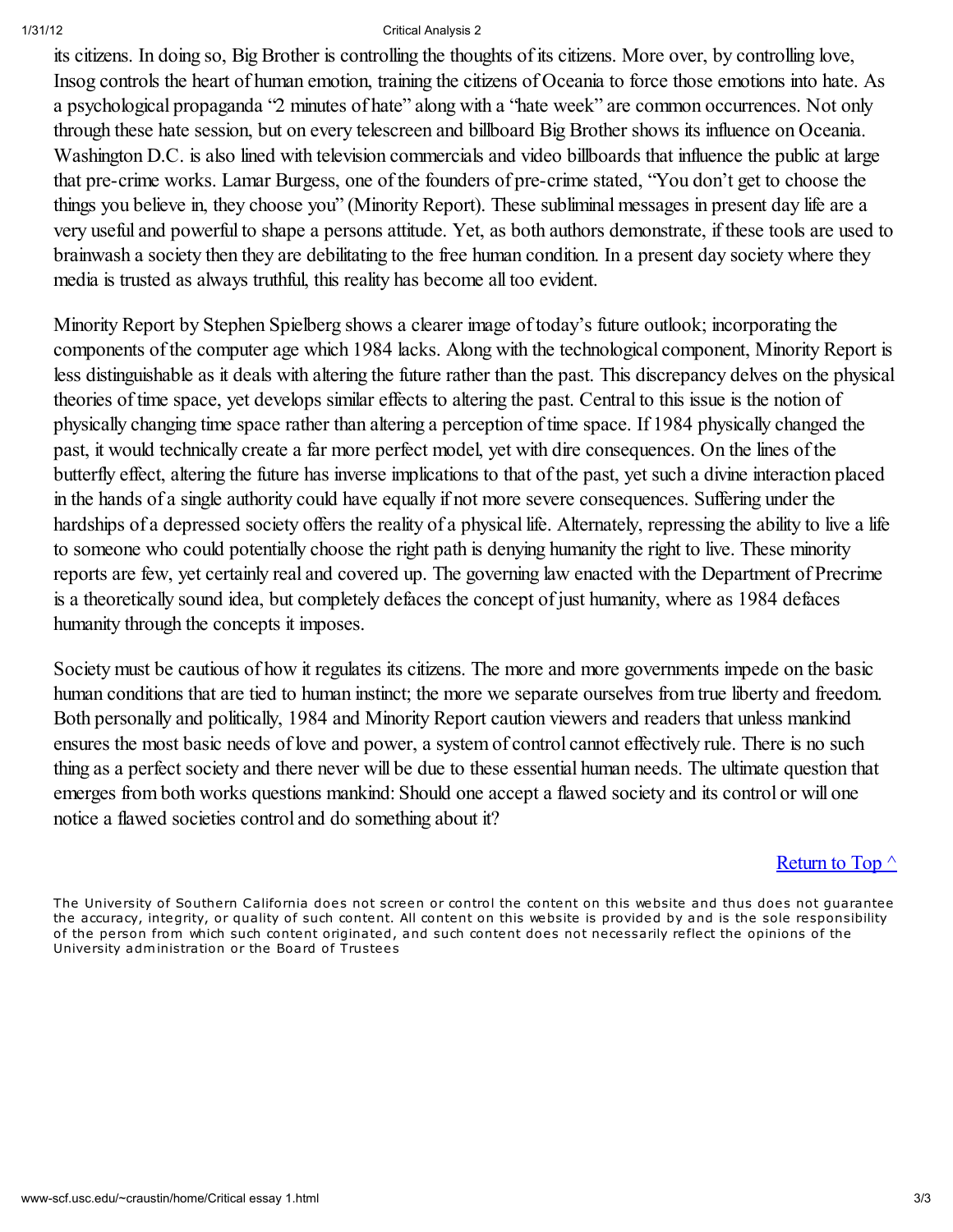its citizens. In doing so, Big Brother is controlling the thoughts of its citizens. More over, by controlling love, Insog controls the heart of human emotion, training the citizens of Oceania to force those emotions into hate. As a psychological propaganda "2 minutes of hate" along with a "hate week" are common occurrences. Not only through these hate session, but on every telescreen and billboard Big Brother shows its influence on Oceania. Washington D.C. is also lined with television commercials and video billboards that influence the public at large that pre-crime works. Lamar Burgess, one of the founders of pre-crime stated, "You don't get to choose the things you believe in, they choose you" (Minority Report). These subliminal messages in present day life are a very useful and powerful to shape a persons attitude. Yet, as both authors demonstrate, if these tools are used to brainwash a society then they are debilitating to the free human condition. In a present day society where they media is trusted as always truthful, this reality has become all too evident.

Minority Report by Stephen Spielberg shows a clearer image of today's future outlook; incorporating the components of the computer age which 1984 lacks. Along with the technological component, Minority Report is less distinguishable as it deals with altering the future rather than the past. This discrepancy delves on the physical theories of time space, yet develops similar effects to altering the past. Central to this issue is the notion of physically changing time space rather than altering a perception of time space. If 1984 physically changed the past, it would technically create a far more perfect model, yet with dire consequences. On the lines of the butterfly effect, altering the future has inverse implications to that of the past, yet such a divine interaction placed in the hands of a single authority could have equally if not more severe consequences. Suffering under the hardships of a depressed society offers the reality of a physical life. Alternately, repressing the ability to live a life to someone who could potentially choose the right path is denying humanity the right to live. These minority reports are few, yet certainly real and covered up. The governing law enacted with the Department of Precrime is a theoretically sound idea, but completely defaces the concept of just humanity, where as 1984 defaces humanity through the concepts it imposes.

Society must be cautious of how it regulates its citizens. The more and more governments impede on the basic human conditions that are tied to human instinct; the more we separate ourselves from true liberty and freedom. Both personally and politically, 1984 and Minority Report caution viewers and readers that unless mankind ensures the most basic needs of love and power, a system of control cannot effectively rule. There is no such thing as a perfect society and there never will be due to these essential human needs. The ultimate question that emerges from both works questions mankind: Should one accept a flawed society and its control or will one notice a flawed societies control and do something about it?

Return to Top ^

The University of Southern California does not screen or control the content on this website and thus does not guarantee the accuracy, integrity, or quality of such content. All content on this website is provided by and is the sole responsibility of the person from which such content originated, and such content does not necessarily reflect the opinions of the University administration or the Board of Trustees